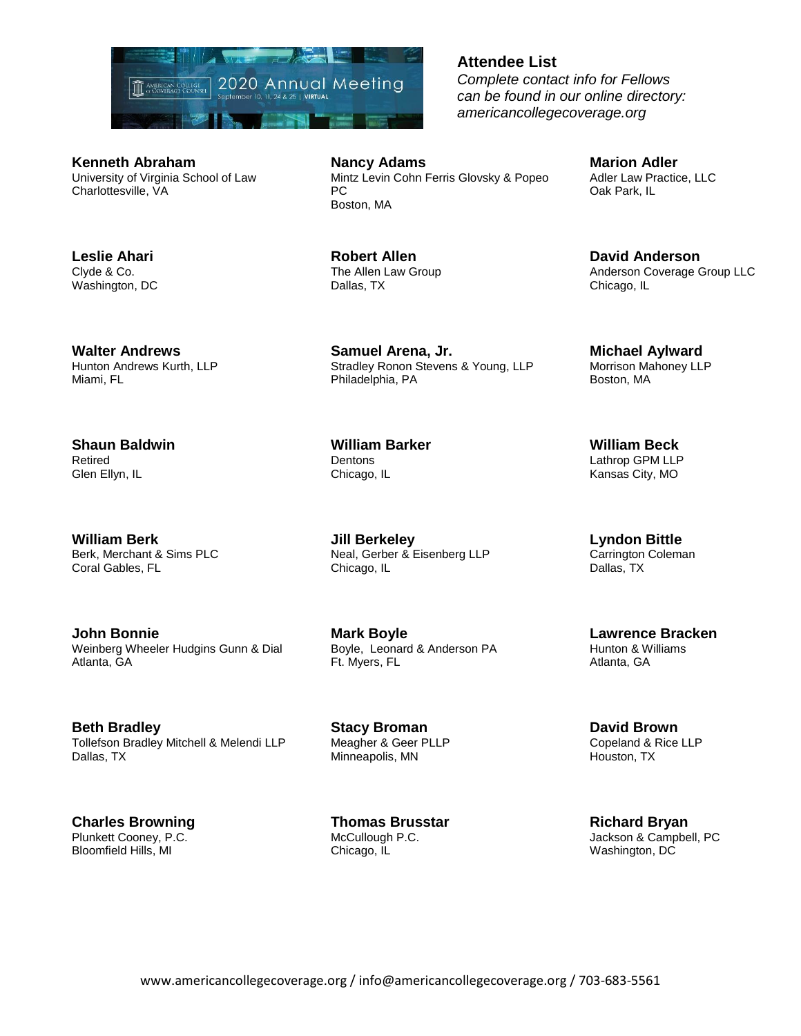2020 Annual Meeting
September 10, 11, 24 & 25 | VIRTUAL

## Attendee List

*Complete contact info for Fellows can be found in our online directory: americancollegecoverage.org*

**Kenneth Abraham**
University of Virginia School of Law
Charlottesville, VA

**Nancy Adams**
Mintz Levin Cohn Ferris Glovsky & Popeo PC
Boston, MA

**Marion Adler**
Adler Law Practice, LLC
Oak Park, IL

**Leslie Ahari**
Clyde & Co.
Washington, DC

**Robert Allen**
The Allen Law Group
Dallas, TX

**David Anderson**
Anderson Coverage Group LLC
Chicago, IL

**Walter Andrews**
Hunton Andrews Kurth, LLP
Miami, FL

**Samuel Arena, Jr.**
Stradley Ronon Stevens & Young, LLP
Philadelphia, PA

**Michael Aylward**
Morrison Mahoney LLP
Boston, MA

**Shaun Baldwin**
Retired
Glen Ellyn, IL

**William Barker**
Dentons
Chicago, IL

**William Beck**
Lathrop GPM LLP
Kansas City, MO

**William Berk**
Berk, Merchant & Sims PLC
Coral Gables, FL

**Jill Berkeley**
Neal, Gerber & Eisenberg LLP
Chicago, IL

**Lyndon Bittle**
Carrington Coleman
Dallas, TX

**John Bonnie**
Weinberg Wheeler Hudgins Gunn & Dial
Atlanta, GA

**Mark Boyle**
Boyle, Leonard & Anderson PA
Ft. Myers, FL

**Lawrence Bracken**
Hunton & Williams
Atlanta, GA

**Beth Bradley**
Tollefson Bradley Mitchell & Melendi LLP
Dallas, TX

**Stacy Broman**
Meagher & Geer PLLP
Minneapolis, MN

**David Brown**
Copeland & Rice LLP
Houston, TX

**Charles Browning**
Plunkett Cooney, P.C.
Bloomfield Hills, MI

**Thomas Brusstar**
McCullough P.C.
Chicago, IL

**Richard Bryan**
Jackson & Campbell, PC
Washington, DC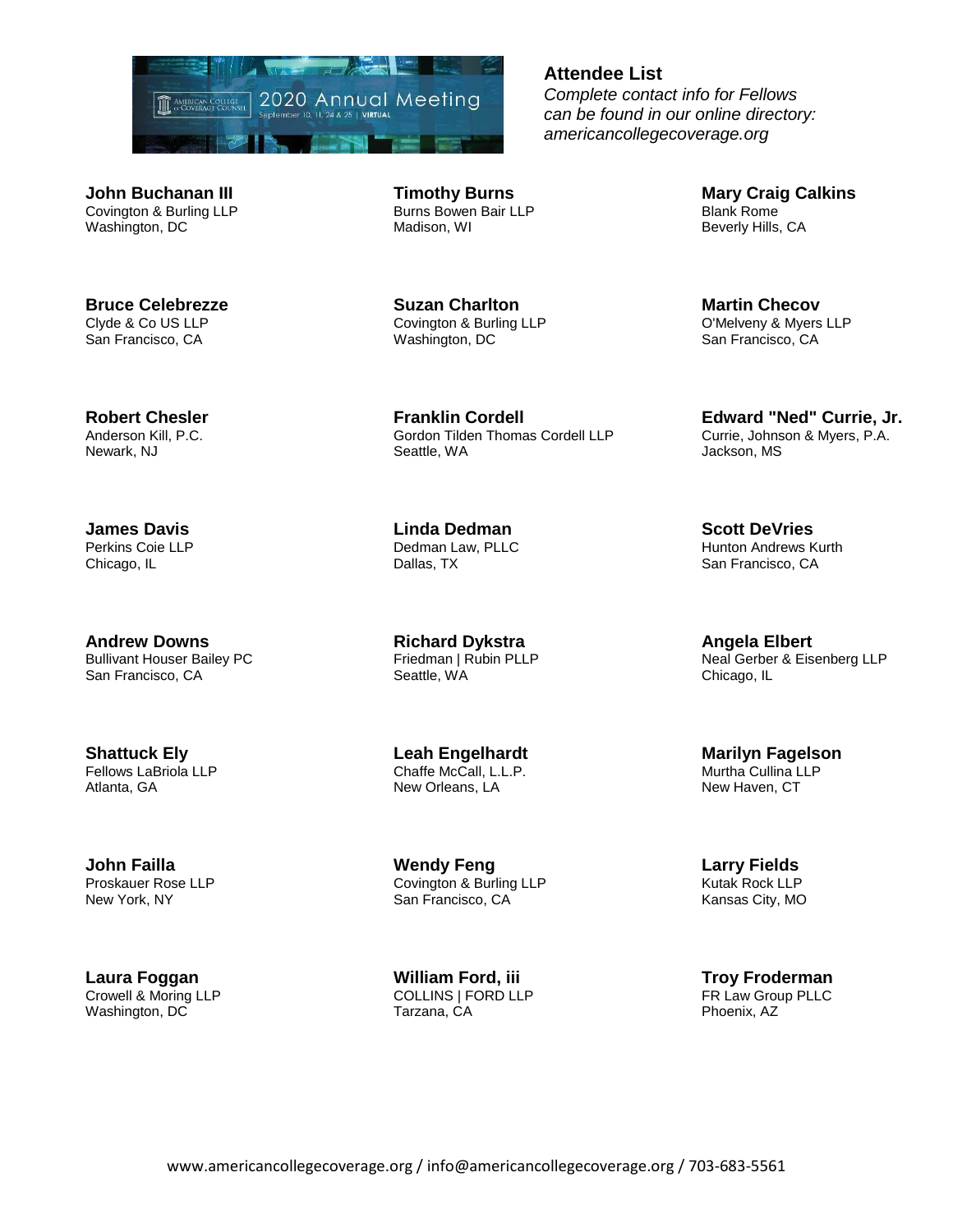## Attendee List

*Complete contact info for Fellows can be found in our online directory: americancollegecoverage.org*

**John Buchanan III**
Covington & Burling LLP
Washington, DC

**Timothy Burns**
Burns Bowen Bair LLP
Madison, WI

**Mary Craig Calkins**
Blank Rome
Beverly Hills, CA

**Bruce Celebrezze**
Clyde & Co US LLP
San Francisco, CA

**Suzan Charlton**
Covington & Burling LLP
Washington, DC

**Martin Checov**
O'Melveny & Myers LLP
San Francisco, CA

**Robert Chesler**
Anderson Kill, P.C.
Newark, NJ

**Franklin Cordell**
Gordon Tilden Thomas Cordell LLP
Seattle, WA

**Edward "Ned" Currie, Jr.**
Currie, Johnson & Myers, P.A.
Jackson, MS

**James Davis**
Perkins Coie LLP
Chicago, IL

**Linda Dedman**
Dedman Law, PLLC
Dallas, TX

**Scott DeVries**
Hunton Andrews Kurth
San Francisco, CA

**Andrew Downs**
Bullivant Houser Bailey PC
San Francisco, CA

**Richard Dykstra**
Friedman | Rubin PLLP
Seattle, WA

**Angela Elbert**
Neal Gerber & Eisenberg LLP
Chicago, IL

**Shattuck Ely**
Fellows LaBriola LLP
Atlanta, GA

**Leah Engelhardt**
Chaffe McCall, L.L.P.
New Orleans, LA

**Marilyn Fagelson**
Murtha Cullina LLP
New Haven, CT

**John Failla**
Proskauer Rose LLP
New York, NY

**Wendy Feng**
Covington & Burling LLP
San Francisco, CA

**Larry Fields**
Kutak Rock LLP
Kansas City, MO

**Laura Foggan**
Crowell & Moring LLP
Washington, DC

**William Ford, iii**
COLLINS | FORD LLP
Tarzana, CA

**Troy Froderman**
FR Law Group PLLC
Phoenix, AZ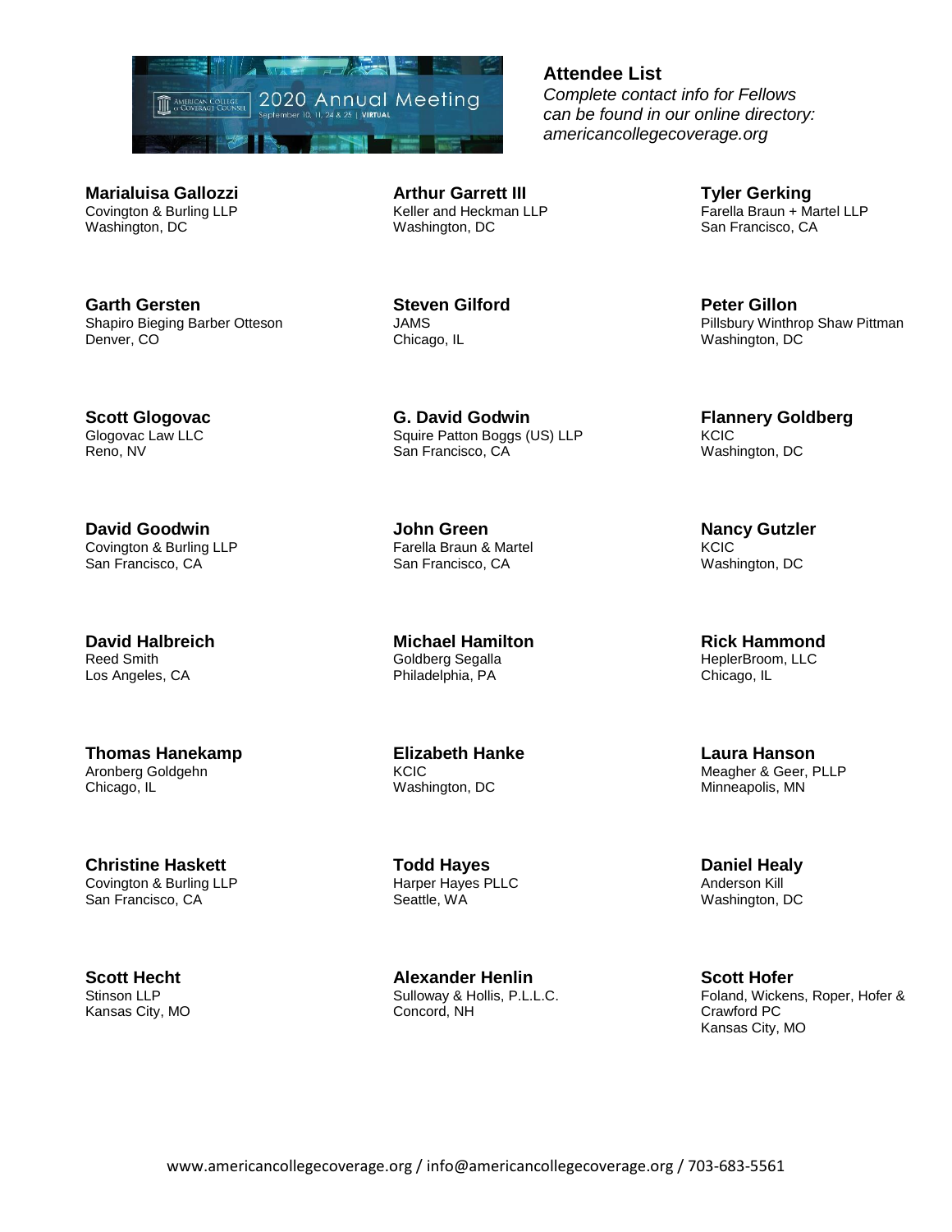**Attendee List**
*Complete contact info for Fellows can be found in our online directory: americancollegecoverage.org*

**Marialuisa Gallozzi**
Covington & Burling LLP
Washington, DC

**Arthur Garrett III**
Keller and Heckman LLP
Washington, DC

**Tyler Gerking**
Farella Braun + Martel LLP
San Francisco, CA

**Garth Gersten**
Shapiro Bieging Barber Otteson
Denver, CO

**Steven Gilford**
JAMS
Chicago, IL

**Peter Gillon**
Pillsbury Winthrop Shaw Pittman
Washington, DC

**Scott Glogovac**
Glogovac Law LLC
Reno, NV

**G. David Godwin**
Squire Patton Boggs (US) LLP
San Francisco, CA

**Flannery Goldberg**
KCIC
Washington, DC

**David Goodwin**
Covington & Burling LLP
San Francisco, CA

**John Green**
Farella Braun & Martel
San Francisco, CA

**Nancy Gutzler**
KCIC
Washington, DC

**David Halbreich**
Reed Smith
Los Angeles, CA

**Michael Hamilton**
Goldberg Segalla
Philadelphia, PA

**Rick Hammond**
HeplerBroom, LLC
Chicago, IL

**Thomas Hanekamp**
Aronberg Goldgehn
Chicago, IL

**Elizabeth Hanke**
KCIC
Washington, DC

**Laura Hanson**
Meagher & Geer, PLLP
Minneapolis, MN

**Christine Haskett**
Covington & Burling LLP
San Francisco, CA

**Todd Hayes**
Harper Hayes PLLC
Seattle, WA

**Daniel Healy**
Anderson Kill
Washington, DC

**Scott Hecht**
Stinson LLP
Kansas City, MO

**Alexander Henlin**
Sulloway & Hollis, P.L.L.C.
Concord, NH

**Scott Hofer**
Foland, Wickens, Roper, Hofer & Crawford PC
Kansas City, MO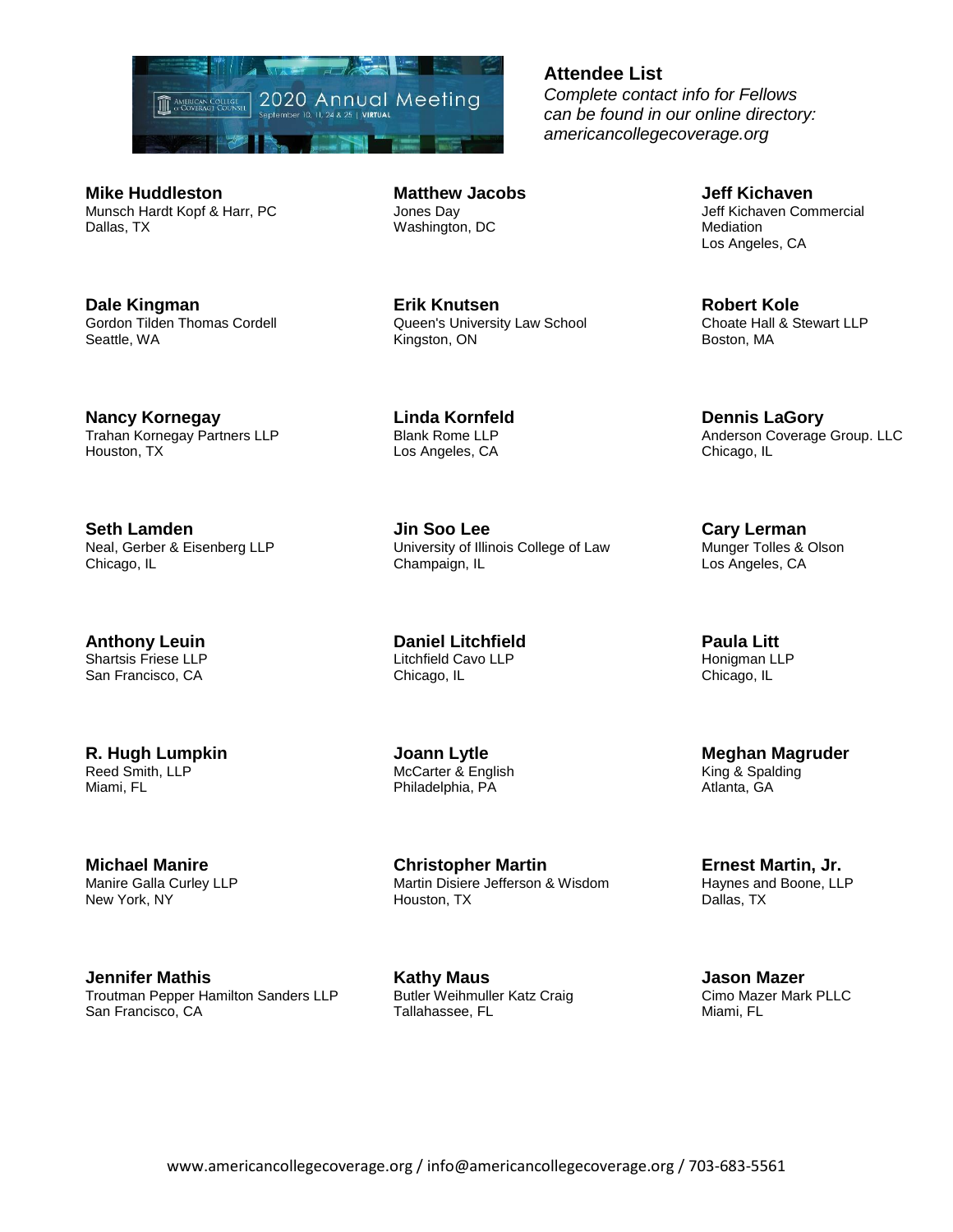**Attendee List**

*Complete contact info for Fellows can be found in our online directory: americancollegecoverage.org*

**Mike Huddleston**
Munsch Hardt Kopf & Harr, PC
Dallas, TX

**Matthew Jacobs**
Jones Day
Washington, DC

**Jeff Kichaven**
Jeff Kichaven Commercial Mediation
Los Angeles, CA

**Dale Kingman**
Gordon Tilden Thomas Cordell
Seattle, WA

**Erik Knutsen**
Queen's University Law School
Kingston, ON

**Robert Kole**
Choate Hall & Stewart LLP
Boston, MA

**Nancy Kornegay**
Trahan Kornegay Partners LLP
Houston, TX

**Linda Kornfeld**
Blank Rome LLP
Los Angeles, CA

**Dennis LaGory**
Anderson Coverage Group. LLC
Chicago, IL

**Seth Lamden**
Neal, Gerber & Eisenberg LLP
Chicago, IL

**Jin Soo Lee**
University of Illinois College of Law
Champaign, IL

**Cary Lerman**
Munger Tolles & Olson
Los Angeles, CA

**Anthony Leuin**
Shartsis Friese LLP
San Francisco, CA

**Daniel Litchfield**
Litchfield Cavo LLP
Chicago, IL

**Paula Litt**
Honigman LLP
Chicago, IL

**R. Hugh Lumpkin**
Reed Smith, LLP
Miami, FL

**Joann Lytle**
McCarter & English
Philadelphia, PA

**Meghan Magruder**
King & Spalding
Atlanta, GA

**Michael Manire**
Manire Galla Curley LLP
New York, NY

**Christopher Martin**
Martin Disiere Jefferson & Wisdom
Houston, TX

**Ernest Martin, Jr.**
Haynes and Boone, LLP
Dallas, TX

**Jennifer Mathis**
Troutman Pepper Hamilton Sanders LLP
San Francisco, CA

**Kathy Maus**
Butler Weihmuller Katz Craig
Tallahassee, FL

**Jason Mazer**
Cimo Mazer Mark PLLC
Miami, FL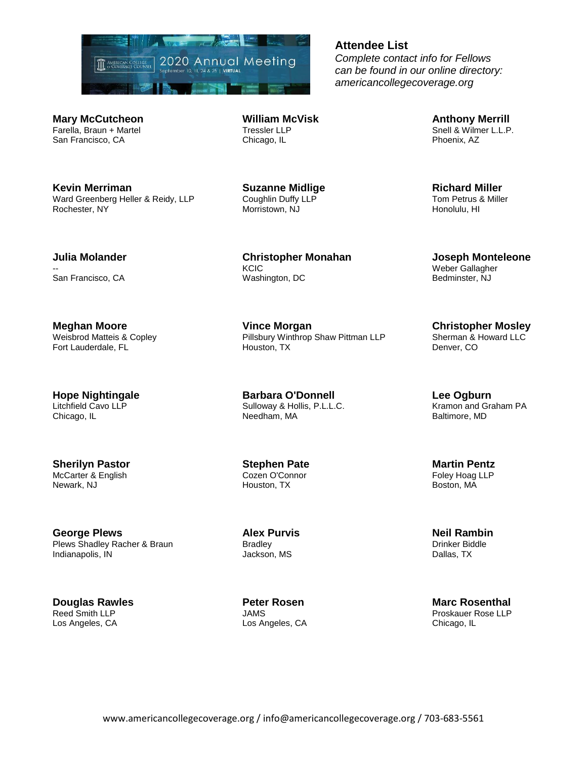## Attendee List

*Complete contact info for Fellows can be found in our online directory: americancollegecoverage.org*

**Mary McCutcheon**
Farella, Braun + Martel
San Francisco, CA

**William McVisk**
Tressler LLP
Chicago, IL

**Anthony Merrill**
Snell & Wilmer L.L.P.
Phoenix, AZ

**Kevin Merriman**
Ward Greenberg Heller & Reidy, LLP
Rochester, NY

**Suzanne Midlige**
Coughlin Duffy LLP
Morristown, NJ

**Richard Miller**
Tom Petrus & Miller
Honolulu, HI

**Julia Molander**
--
San Francisco, CA

**Christopher Monahan**
KCIC
Washington, DC

**Joseph Monteleone**
Weber Gallagher
Bedminster, NJ

**Meghan Moore**
Weisbrod Matteis & Copley
Fort Lauderdale, FL

**Vince Morgan**
Pillsbury Winthrop Shaw Pittman LLP
Houston, TX

**Christopher Mosley**
Sherman & Howard LLC
Denver, CO

**Hope Nightingale**
Litchfield Cavo LLP
Chicago, IL

**Barbara O'Donnell**
Sulloway & Hollis, P.L.L.C.
Needham, MA

**Lee Ogburn**
Kramon and Graham PA
Baltimore, MD

**Sherilyn Pastor**
McCarter & English
Newark, NJ

**Stephen Pate**
Cozen O'Connor
Houston, TX

**Martin Pentz**
Foley Hoag LLP
Boston, MA

**George Plews**
Plews Shadley Racher & Braun
Indianapolis, IN

**Alex Purvis**
Bradley
Jackson, MS

**Neil Rambin**
Drinker Biddle
Dallas, TX

**Douglas Rawles**
Reed Smith LLP
Los Angeles, CA

**Peter Rosen**
JAMS
Los Angeles, CA

**Marc Rosenthal**
Proskauer Rose LLP
Chicago, IL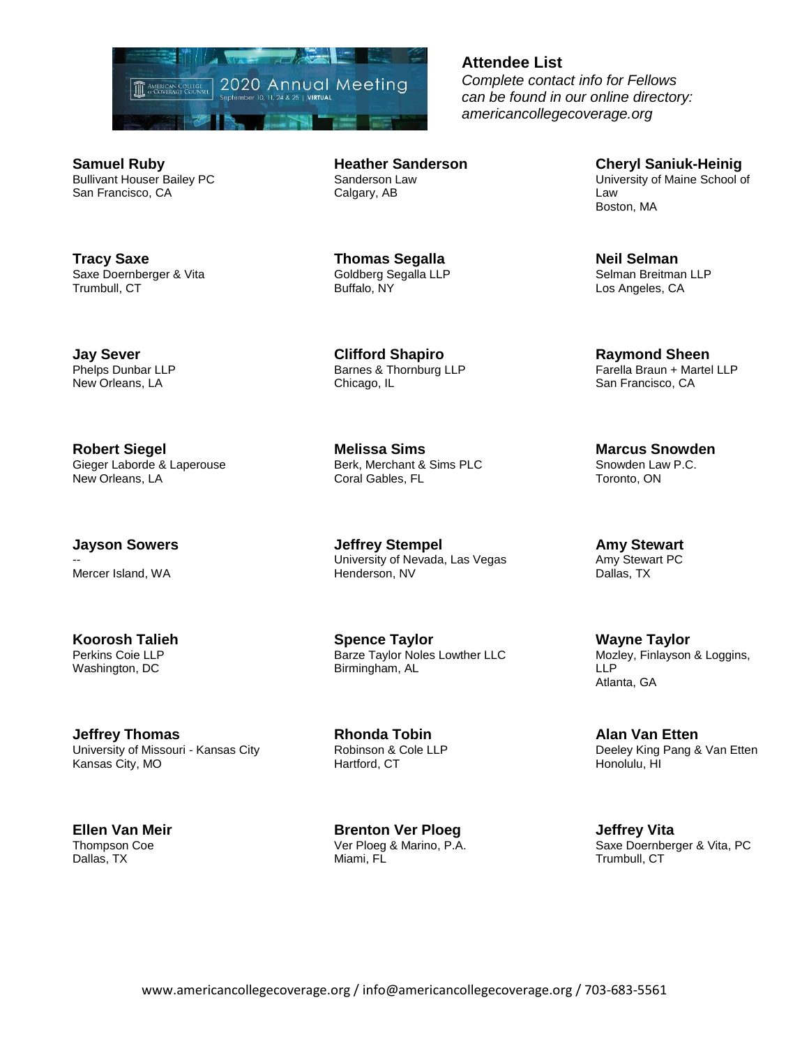**Attendee List**

*Complete contact info for Fellows can be found in our online directory: americancollegecoverage.org*

**Samuel Ruby**
Bullivant Houser Bailey PC
San Francisco, CA

**Heather Sanderson**
Sanderson Law
Calgary, AB

**Cheryl Saniuk-Heinig**
University of Maine School of Law
Boston, MA

**Tracy Saxe**
Saxe Doernberger & Vita
Trumbull, CT

**Thomas Segalla**
Goldberg Segalla LLP
Buffalo, NY

**Neil Selman**
Selman Breitman LLP
Los Angeles, CA

**Jay Sever**
Phelps Dunbar LLP
New Orleans, LA

**Clifford Shapiro**
Barnes & Thornburg LLP
Chicago, IL

**Raymond Sheen**
Farella Braun + Martel LLP
San Francisco, CA

**Robert Siegel**
Gieger Laborde & Laperouse
New Orleans, LA

**Melissa Sims**
Berk, Merchant & Sims PLC
Coral Gables, FL

**Marcus Snowden**
Snowden Law P.C.
Toronto, ON

**Jayson Sowers**
--
Mercer Island, WA

**Jeffrey Stempel**
University of Nevada, Las Vegas
Henderson, NV

**Amy Stewart**
Amy Stewart PC
Dallas, TX

**Koorosh Talieh**
Perkins Coie LLP
Washington, DC

**Spence Taylor**
Barze Taylor Noles Lowther LLC
Birmingham, AL

**Wayne Taylor**
Mozley, Finlayson & Loggins, LLP
Atlanta, GA

**Jeffrey Thomas**
University of Missouri - Kansas City
Kansas City, MO

**Rhonda Tobin**
Robinson & Cole LLP
Hartford, CT

**Alan Van Etten**
Deeley King Pang & Van Etten
Honolulu, HI

**Ellen Van Meir**
Thompson Coe
Dallas, TX

**Brenton Ver Ploeg**
Ver Ploeg & Marino, P.A.
Miami, FL

**Jeffrey Vita**
Saxe Doernberger & Vita, PC
Trumbull, CT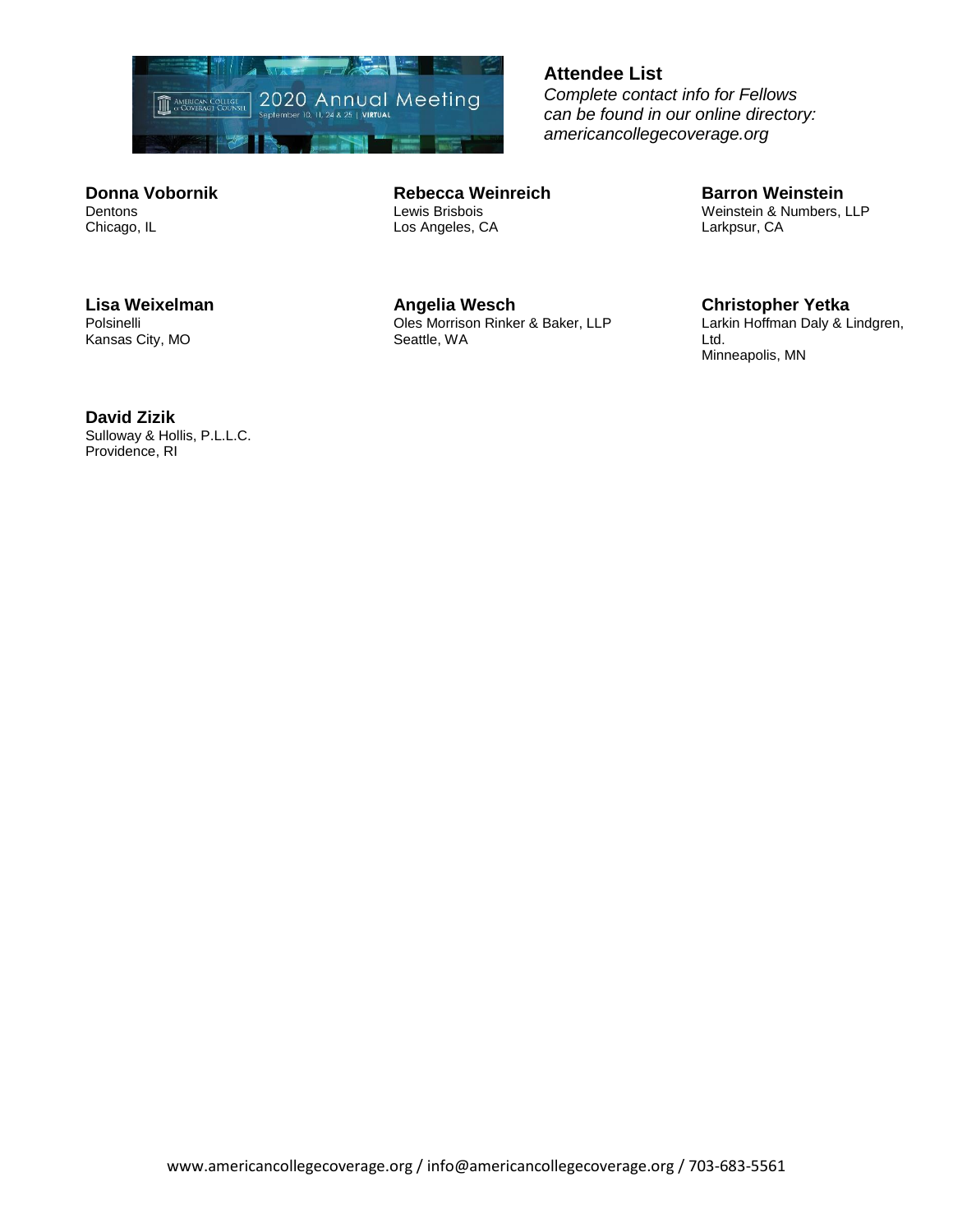## Attendee List

*Complete contact info for Fellows can be found in our online directory: americancollegecoverage.org*

**Donna Vobornik**
Dentons
Chicago, IL

**Rebecca Weinreich**
Lewis Brisbois
Los Angeles, CA

**Barron Weinstein**
Weinstein & Numbers, LLP
Larkpsur, CA

**Lisa Weixelman**
Polsinelli
Kansas City, MO

**Angelia Wesch**
Oles Morrison Rinker & Baker, LLP
Seattle, WA

**Christopher Yetka**
Larkin Hoffman Daly & Lindgren, Ltd.
Minneapolis, MN

**David Zizik**
Sulloway & Hollis, P.L.L.C.
Providence, RI

www.americancollegecoverage.org / info@americancollegecoverage.org / 703-683-5561